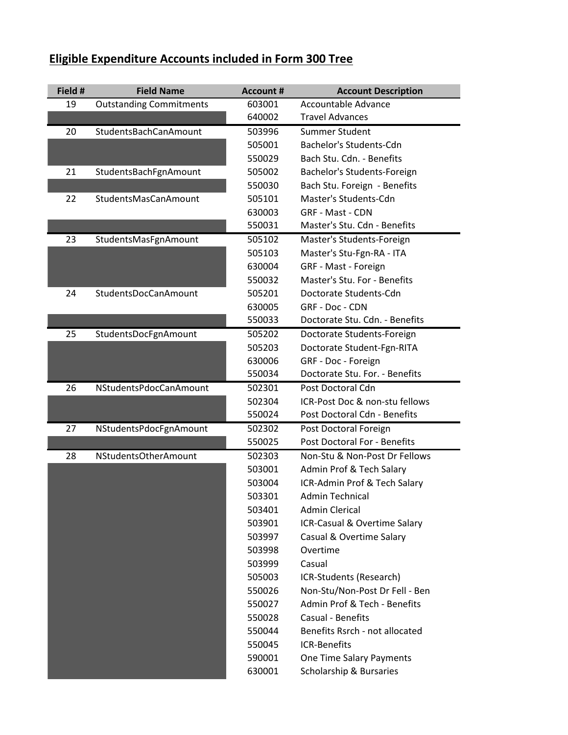# Eligible Expenditure Accounts included in Form 300 Tree

| Field # | Field Name | Account # | Account Description |
|---|---|---|---|
| 19 | Outstanding Commitments | 603001 | Accountable Advance |
| | | 640002 | Travel Advances |
| 20 | StudentsBachCanAmount | 503996 | Summer Student |
| | | 505001 | Bachelor's Students-Cdn |
| | | 550029 | Bach Stu. Cdn. - Benefits |
| 21 | StudentsBachFgnAmount | 505002 | Bachelor's Students-Foreign |
| | | 550030 | Bach Stu. Foreign - Benefits |
| 22 | StudentsMasCanAmount | 505101 | Master's Students-Cdn |
| | | 630003 | GRF - Mast - CDN |
| | | 550031 | Master's Stu. Cdn - Benefits |
| 23 | StudentsMasFgnAmount | 505102 | Master's Students-Foreign |
| | | 505103 | Master's Stu-Fgn-RA - ITA |
| | | 630004 | GRF - Mast - Foreign |
| | | 550032 | Master's Stu. For - Benefits |
| 24 | StudentsDocCanAmount | 505201 | Doctorate Students-Cdn |
| | | 630005 | GRF - Doc - CDN |
| | | 550033 | Doctorate Stu. Cdn. - Benefits |
| 25 | StudentsDocFgnAmount | 505202 | Doctorate Students-Foreign |
| | | 505203 | Doctorate Student-Fgn-RITA |
| | | 630006 | GRF - Doc - Foreign |
| | | 550034 | Doctorate Stu. For. - Benefits |
| 26 | NStudentsPdocCanAmount | 502301 | Post Doctoral Cdn |
| | | 502304 | ICR-Post Doc & non-stu fellows |
| | | 550024 | Post Doctoral Cdn - Benefits |
| 27 | NStudentsPdocFgnAmount | 502302 | Post Doctoral Foreign |
| | | 550025 | Post Doctoral For - Benefits |
| 28 | NStudentsOtherAmount | 502303 | Non-Stu & Non-Post Dr Fellows |
| | | 503001 | Admin Prof & Tech Salary |
| | | 503004 | ICR-Admin Prof & Tech Salary |
| | | 503301 | Admin Technical |
| | | 503401 | Admin Clerical |
| | | 503901 | ICR-Casual & Overtime Salary |
| | | 503997 | Casual & Overtime Salary |
| | | 503998 | Overtime |
| | | 503999 | Casual |
| | | 505003 | ICR-Students (Research) |
| | | 550026 | Non-Stu/Non-Post Dr Fell - Ben |
| | | 550027 | Admin Prof & Tech - Benefits |
| | | 550028 | Casual - Benefits |
| | | 550044 | Benefits Rsrch - not allocated |
| | | 550045 | ICR-Benefits |
| | | 590001 | One Time Salary Payments |
| | | 630001 | Scholarship & Bursaries |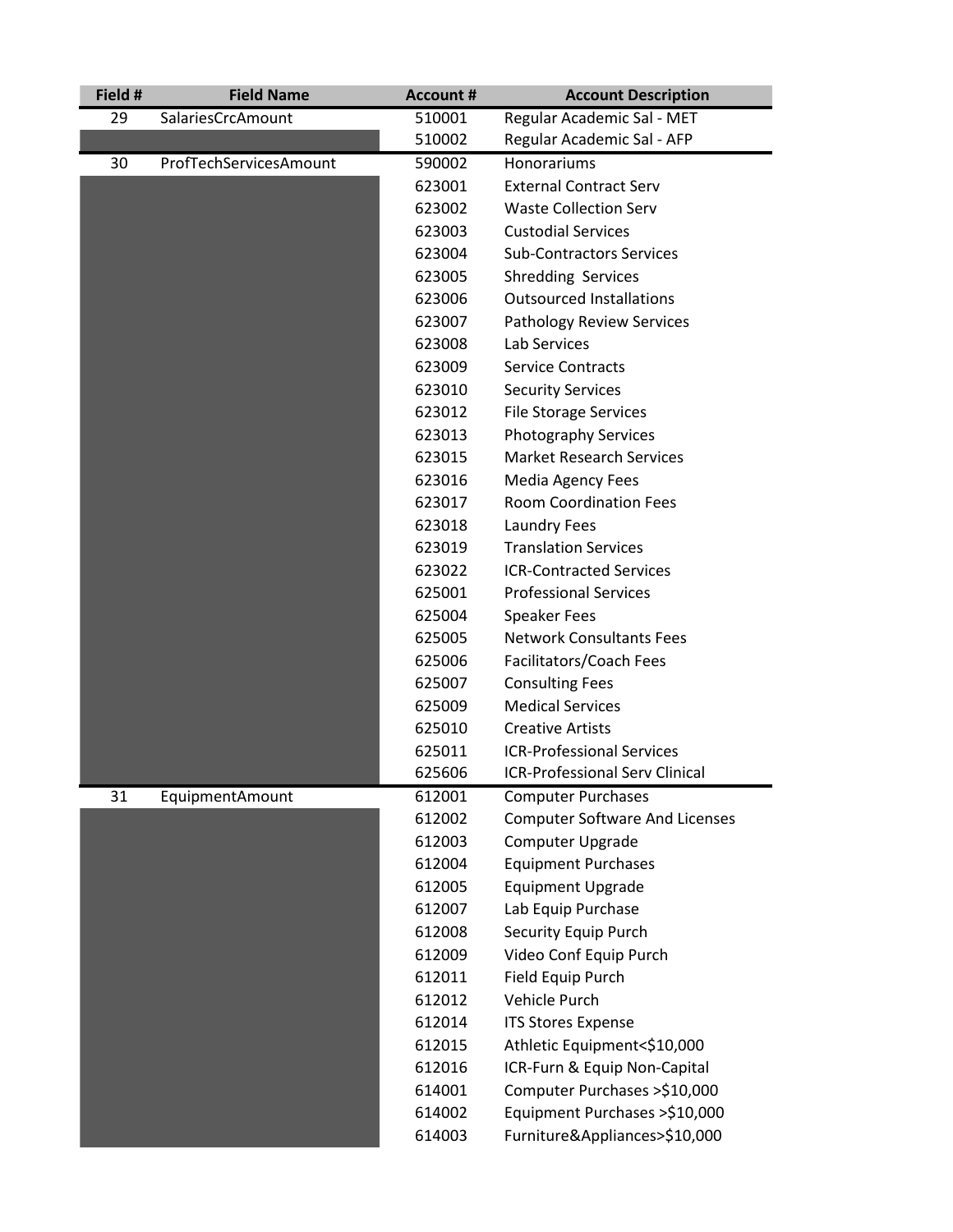| Field # | Field Name | Account # | Account Description |
|---|---|---|---|
| 29 | SalariesCrcAmount | 510001 | Regular Academic Sal - MET |
| | | 510002 | Regular Academic Sal - AFP |
| 30 | ProfTechServicesAmount | 590002 | Honorariums |
| | | 623001 | External Contract Serv |
| | | 623002 | Waste Collection Serv |
| | | 623003 | Custodial Services |
| | | 623004 | Sub-Contractors Services |
| | | 623005 | Shredding Services |
| | | 623006 | Outsourced Installations |
| | | 623007 | Pathology Review Services |
| | | 623008 | Lab Services |
| | | 623009 | Service Contracts |
| | | 623010 | Security Services |
| | | 623012 | File Storage Services |
| | | 623013 | Photography Services |
| | | 623015 | Market Research Services |
| | | 623016 | Media Agency Fees |
| | | 623017 | Room Coordination Fees |
| | | 623018 | Laundry Fees |
| | | 623019 | Translation Services |
| | | 623022 | ICR-Contracted Services |
| | | 625001 | Professional Services |
| | | 625004 | Speaker Fees |
| | | 625005 | Network Consultants Fees |
| | | 625006 | Facilitators/Coach Fees |
| | | 625007 | Consulting Fees |
| | | 625009 | Medical Services |
| | | 625010 | Creative Artists |
| | | 625011 | ICR-Professional Services |
| | | 625606 | ICR-Professional Serv Clinical |
| 31 | EquipmentAmount | 612001 | Computer Purchases |
| | | 612002 | Computer Software And Licenses |
| | | 612003 | Computer Upgrade |
| | | 612004 | Equipment Purchases |
| | | 612005 | Equipment Upgrade |
| | | 612007 | Lab Equip Purchase |
| | | 612008 | Security Equip Purch |
| | | 612009 | Video Conf Equip Purch |
| | | 612011 | Field Equip Purch |
| | | 612012 | Vehicle Purch |
| | | 612014 | ITS Stores Expense |
| | | 612015 | Athletic Equipment<$10,000 |
| | | 612016 | ICR-Furn & Equip Non-Capital |
| | | 614001 | Computer Purchases >$10,000 |
| | | 614002 | Equipment Purchases >$10,000 |
| | | 614003 | Furniture&Appliances>$10,000 |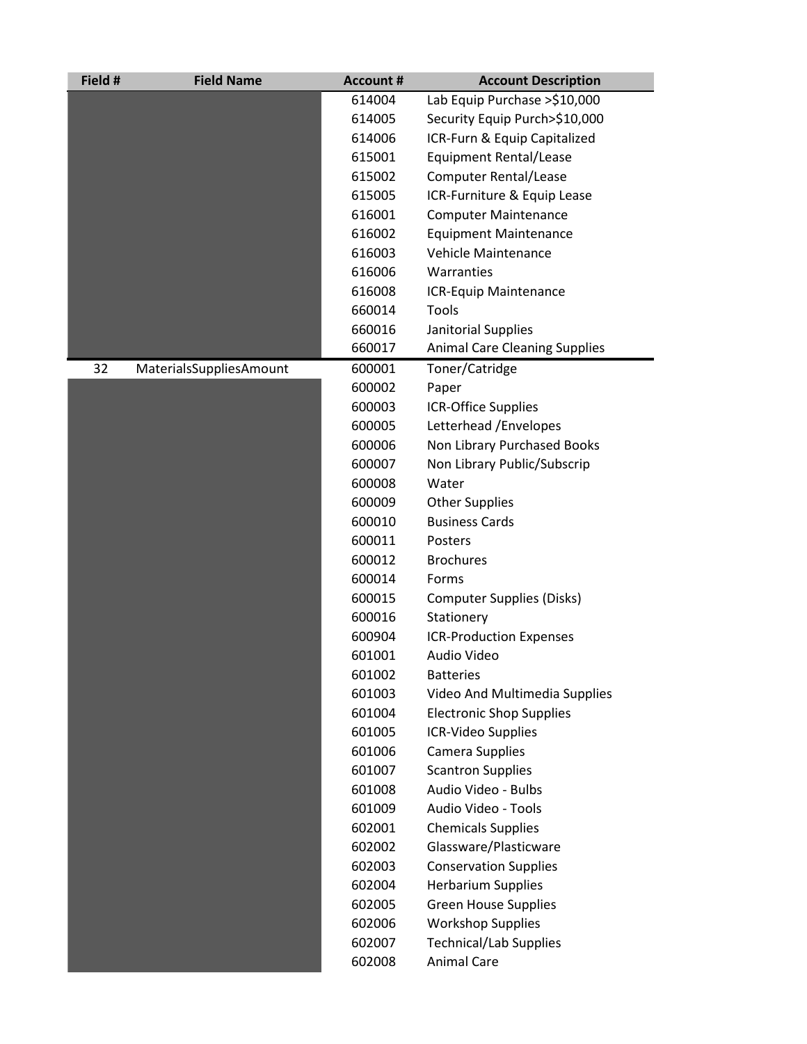| Field # | Field Name | Account # | Account Description |
|---|---|---|---|
| | | 614004 | Lab Equip Purchase >$10,000 |
| | | 614005 | Security Equip Purch>$10,000 |
| | | 614006 | ICR-Furn & Equip Capitalized |
| | | 615001 | Equipment Rental/Lease |
| | | 615002 | Computer Rental/Lease |
| | | 615005 | ICR-Furniture & Equip Lease |
| | | 616001 | Computer Maintenance |
| | | 616002 | Equipment Maintenance |
| | | 616003 | Vehicle Maintenance |
| | | 616006 | Warranties |
| | | 616008 | ICR-Equip Maintenance |
| | | 660014 | Tools |
| | | 660016 | Janitorial Supplies |
| | | 660017 | Animal Care Cleaning Supplies |
| 32 | MaterialsSuppliesAmount | 600001 | Toner/Catridge |
| | | 600002 | Paper |
| | | 600003 | ICR-Office Supplies |
| | | 600005 | Letterhead /Envelopes |
| | | 600006 | Non Library Purchased Books |
| | | 600007 | Non Library Public/Subscrip |
| | | 600008 | Water |
| | | 600009 | Other Supplies |
| | | 600010 | Business Cards |
| | | 600011 | Posters |
| | | 600012 | Brochures |
| | | 600014 | Forms |
| | | 600015 | Computer Supplies (Disks) |
| | | 600016 | Stationery |
| | | 600904 | ICR-Production Expenses |
| | | 601001 | Audio Video |
| | | 601002 | Batteries |
| | | 601003 | Video And Multimedia Supplies |
| | | 601004 | Electronic Shop Supplies |
| | | 601005 | ICR-Video Supplies |
| | | 601006 | Camera Supplies |
| | | 601007 | Scantron Supplies |
| | | 601008 | Audio Video - Bulbs |
| | | 601009 | Audio Video - Tools |
| | | 602001 | Chemicals Supplies |
| | | 602002 | Glassware/Plasticware |
| | | 602003 | Conservation Supplies |
| | | 602004 | Herbarium Supplies |
| | | 602005 | Green House Supplies |
| | | 602006 | Workshop Supplies |
| | | 602007 | Technical/Lab Supplies |
| | | 602008 | Animal Care |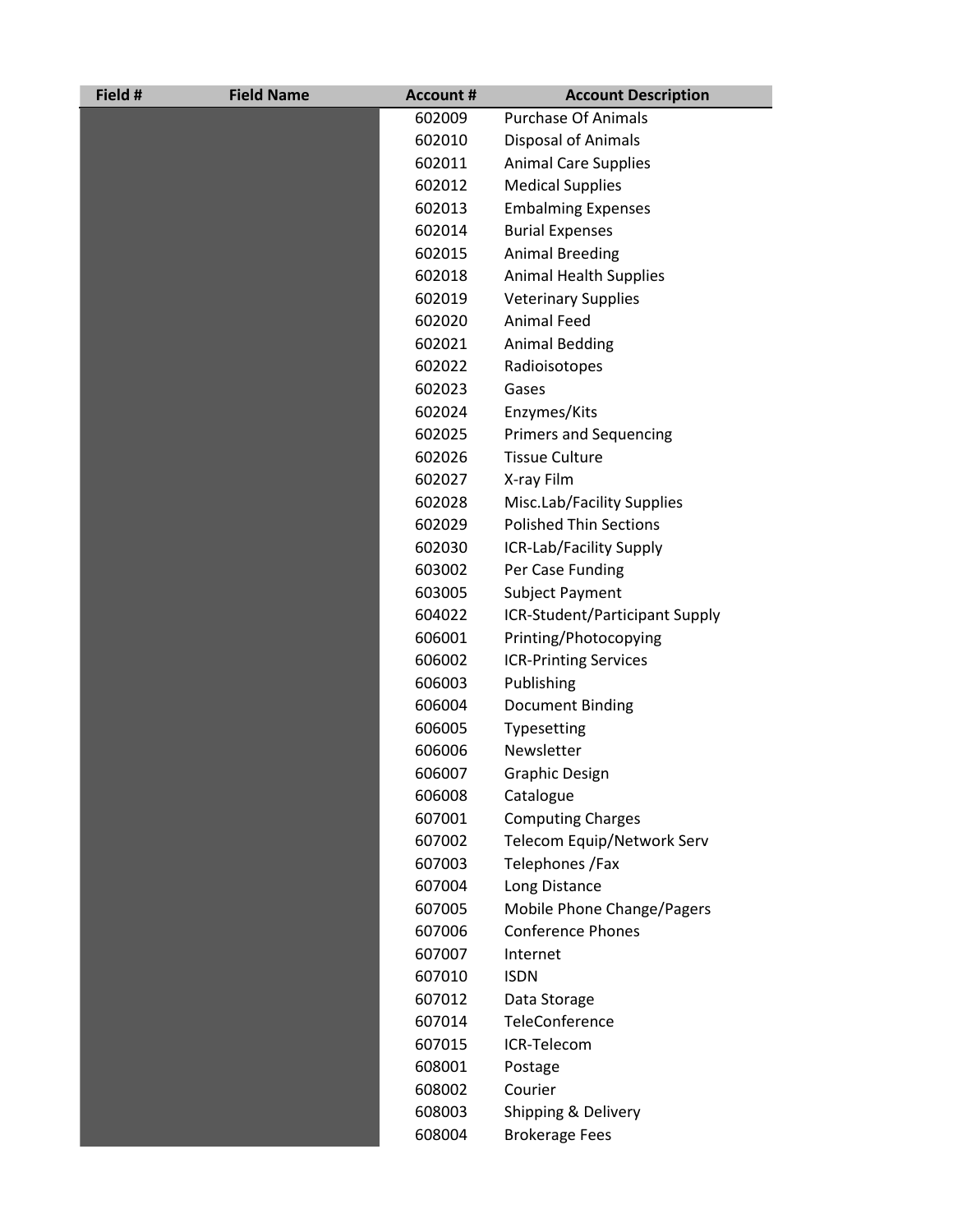| Field # | Field Name | Account # | Account Description |
| --- | --- | --- | --- |
| | | 602009 | Purchase Of Animals |
| | | 602010 | Disposal of Animals |
| | | 602011 | Animal Care Supplies |
| | | 602012 | Medical Supplies |
| | | 602013 | Embalming Expenses |
| | | 602014 | Burial Expenses |
| | | 602015 | Animal Breeding |
| | | 602018 | Animal Health Supplies |
| | | 602019 | Veterinary Supplies |
| | | 602020 | Animal Feed |
| | | 602021 | Animal Bedding |
| | | 602022 | Radioisotopes |
| | | 602023 | Gases |
| | | 602024 | Enzymes/Kits |
| | | 602025 | Primers and Sequencing |
| | | 602026 | Tissue Culture |
| | | 602027 | X-ray Film |
| | | 602028 | Misc.Lab/Facility Supplies |
| | | 602029 | Polished Thin Sections |
| | | 602030 | ICR-Lab/Facility Supply |
| | | 603002 | Per Case Funding |
| | | 603005 | Subject Payment |
| | | 604022 | ICR-Student/Participant Supply |
| | | 606001 | Printing/Photocopying |
| | | 606002 | ICR-Printing Services |
| | | 606003 | Publishing |
| | | 606004 | Document Binding |
| | | 606005 | Typesetting |
| | | 606006 | Newsletter |
| | | 606007 | Graphic Design |
| | | 606008 | Catalogue |
| | | 607001 | Computing Charges |
| | | 607002 | Telecom Equip/Network Serv |
| | | 607003 | Telephones /Fax |
| | | 607004 | Long Distance |
| | | 607005 | Mobile Phone Change/Pagers |
| | | 607006 | Conference Phones |
| | | 607007 | Internet |
| | | 607010 | ISDN |
| | | 607012 | Data Storage |
| | | 607014 | TeleConference |
| | | 607015 | ICR-Telecom |
| | | 608001 | Postage |
| | | 608002 | Courier |
| | | 608003 | Shipping & Delivery |
| | | 608004 | Brokerage Fees |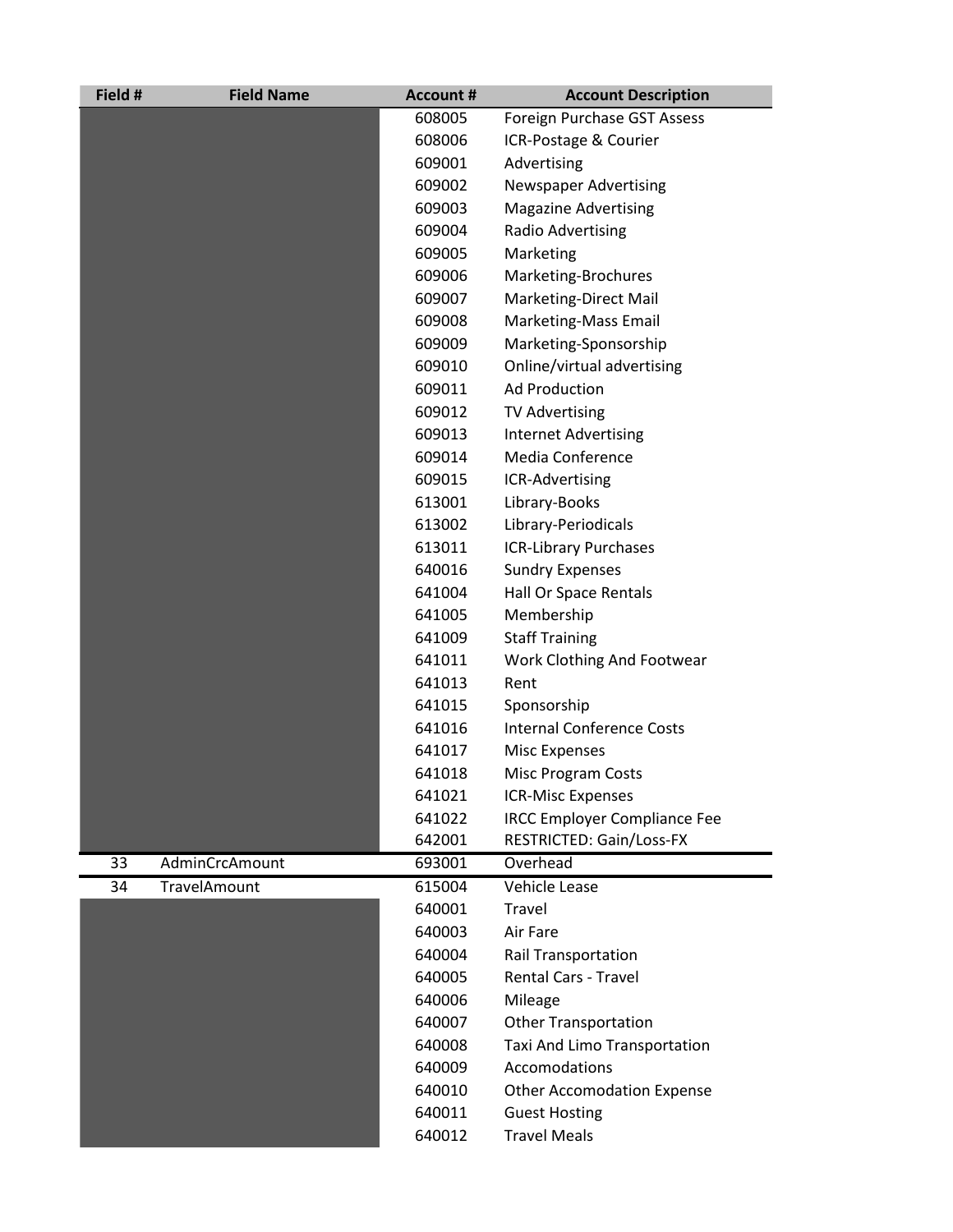| Field # | Field Name | Account # | Account Description |
|---|---|---|---|
| | | 608005 | Foreign Purchase GST Assess |
| | | 608006 | ICR-Postage & Courier |
| | | 609001 | Advertising |
| | | 609002 | Newspaper Advertising |
| | | 609003 | Magazine Advertising |
| | | 609004 | Radio Advertising |
| | | 609005 | Marketing |
| | | 609006 | Marketing-Brochures |
| | | 609007 | Marketing-Direct Mail |
| | | 609008 | Marketing-Mass Email |
| | | 609009 | Marketing-Sponsorship |
| | | 609010 | Online/virtual advertising |
| | | 609011 | Ad Production |
| | | 609012 | TV Advertising |
| | | 609013 | Internet Advertising |
| | | 609014 | Media Conference |
| | | 609015 | ICR-Advertising |
| | | 613001 | Library-Books |
| | | 613002 | Library-Periodicals |
| | | 613011 | ICR-Library Purchases |
| | | 640016 | Sundry Expenses |
| | | 641004 | Hall Or Space Rentals |
| | | 641005 | Membership |
| | | 641009 | Staff Training |
| | | 641011 | Work Clothing And Footwear |
| | | 641013 | Rent |
| | | 641015 | Sponsorship |
| | | 641016 | Internal Conference Costs |
| | | 641017 | Misc Expenses |
| | | 641018 | Misc Program Costs |
| | | 641021 | ICR-Misc Expenses |
| | | 641022 | IRCC Employer Compliance Fee |
| | | 642001 | RESTRICTED: Gain/Loss-FX |
| 33 | AdminCrcAmount | 693001 | Overhead |
| 34 | TravelAmount | 615004 | Vehicle Lease |
| | | 640001 | Travel |
| | | 640003 | Air Fare |
| | | 640004 | Rail Transportation |
| | | 640005 | Rental Cars - Travel |
| | | 640006 | Mileage |
| | | 640007 | Other Transportation |
| | | 640008 | Taxi And Limo Transportation |
| | | 640009 | Accomodations |
| | | 640010 | Other Accomodation Expense |
| | | 640011 | Guest Hosting |
| | | 640012 | Travel Meals |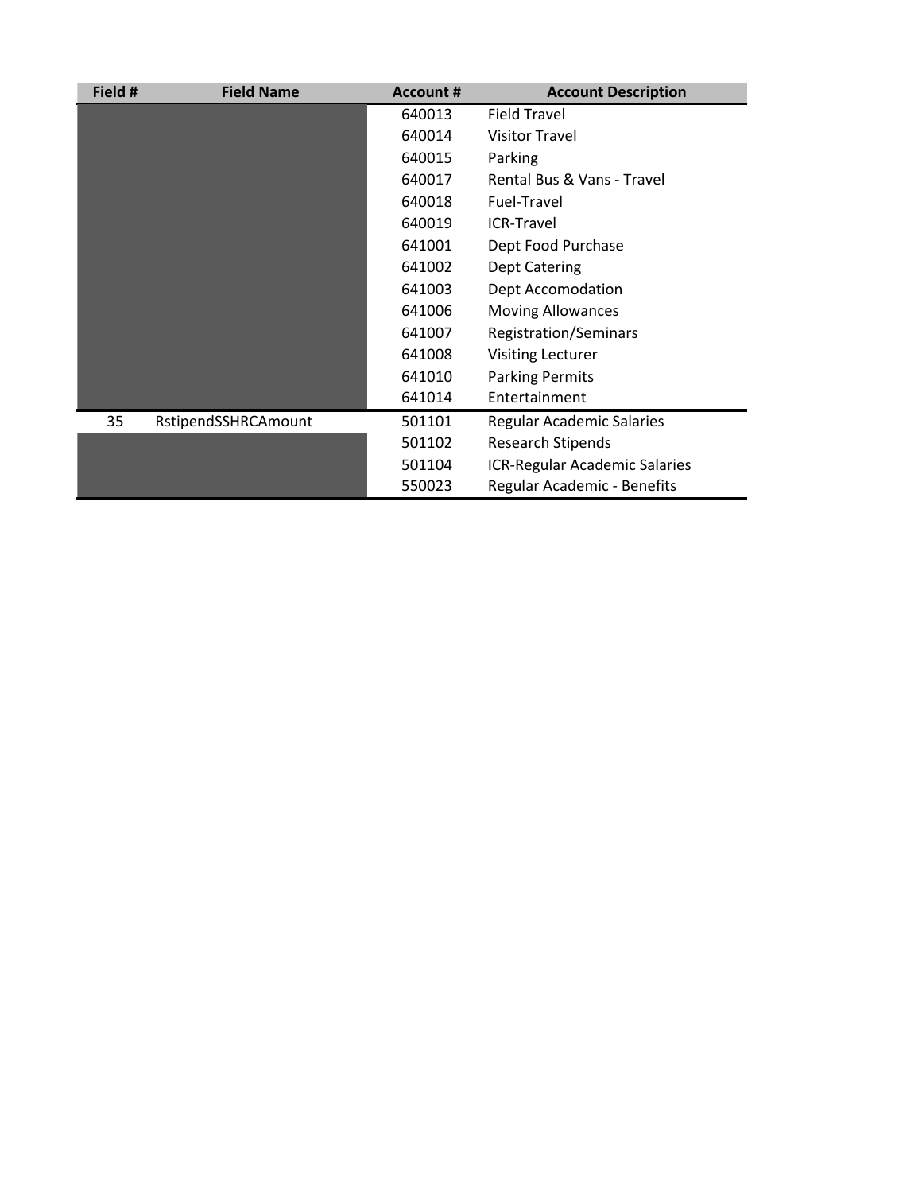| Field # | Field Name | Account # | Account Description |
|---|---|---|---|
| | | 640013 | Field Travel |
| | | 640014 | Visitor Travel |
| | | 640015 | Parking |
| | | 640017 | Rental Bus & Vans - Travel |
| | | 640018 | Fuel-Travel |
| | | 640019 | ICR-Travel |
| | | 641001 | Dept Food Purchase |
| | | 641002 | Dept Catering |
| | | 641003 | Dept Accomodation |
| | | 641006 | Moving Allowances |
| | | 641007 | Registration/Seminars |
| | | 641008 | Visiting Lecturer |
| | | 641010 | Parking Permits |
| | | 641014 | Entertainment |
| 35 | RstipendSSHRCAmount | 501101 | Regular Academic Salaries |
| | | 501102 | Research Stipends |
| | | 501104 | ICR-Regular Academic Salaries |
| | | 550023 | Regular Academic - Benefits |